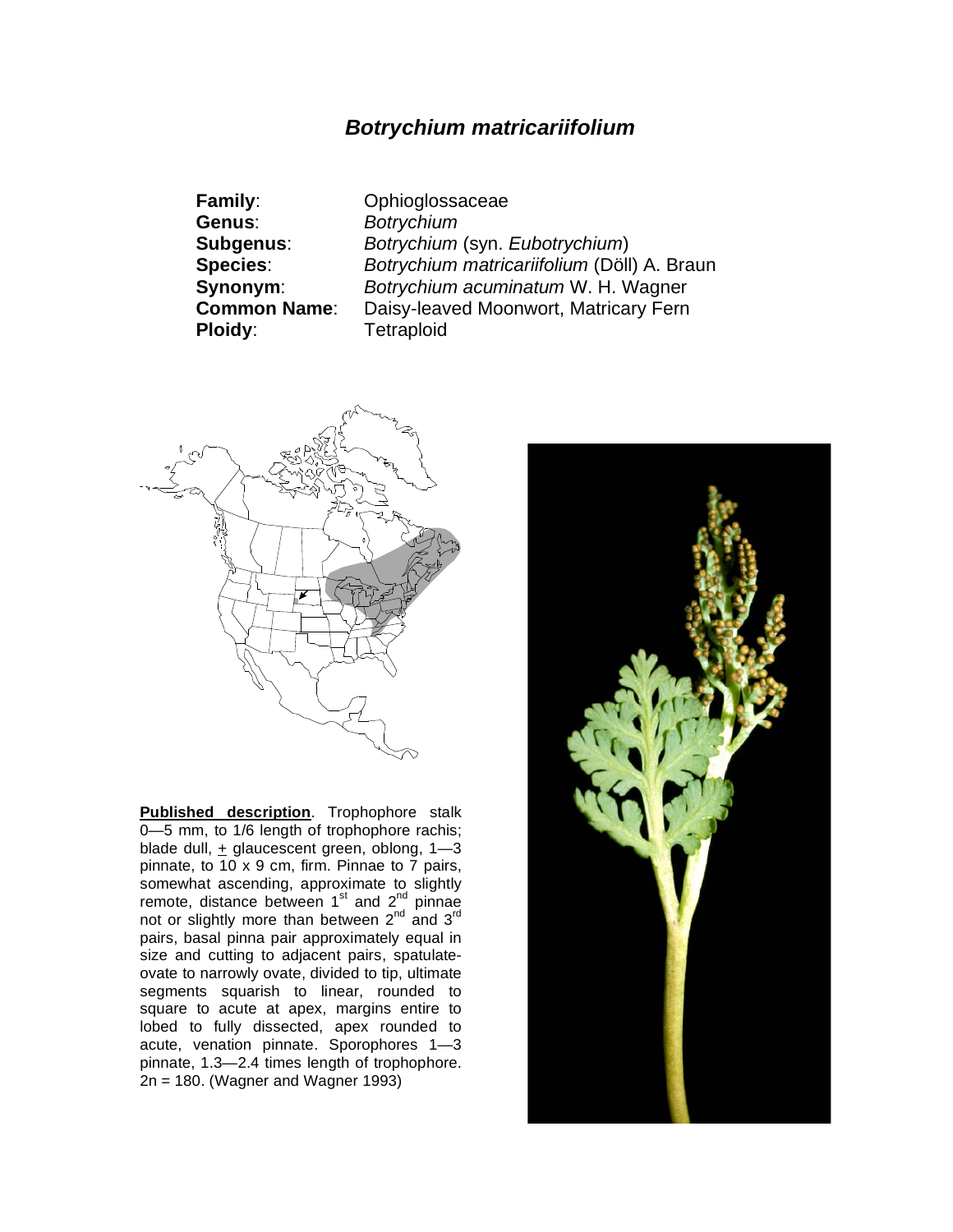# *Botrychium matricariifolium*

**Family**: Ophioglossaceae
**Genus**: *Botrychium*
**Subgenus**: *Botrychium* (syn. *Eubotrychium*)
**Species**: *Botrychium matricariifolium* (Döll) A. Braun
**Synonym**: *Botrychium acuminatum* W. H. Wagner
**Common Name**: Daisy-leaved Moonwort, Matricary Fern
**Ploidy**: Tetraploid

**Published description**. Trophophore stalk 0—5 mm, to 1/6 length of trophophore rachis; blade dull, ± glaucescent green, oblong, 1—3 pinnate, to 10 x 9 cm, firm. Pinnae to 7 pairs, somewhat ascending, approximate to slightly remote, distance between 1st and 2nd pinnae not or slightly more than between 2nd and 3rd pairs, basal pinna pair approximately equal in size and cutting to adjacent pairs, spatulate-ovate to narrowly ovate, divided to tip, ultimate segments squarish to linear, rounded to square to acute at apex, margins entire to lobed to fully dissected, apex rounded to acute, venation pinnate. Sporophores 1—3 pinnate, 1.3—2.4 times length of trophophore. 2n = 180. (Wagner and Wagner 1993)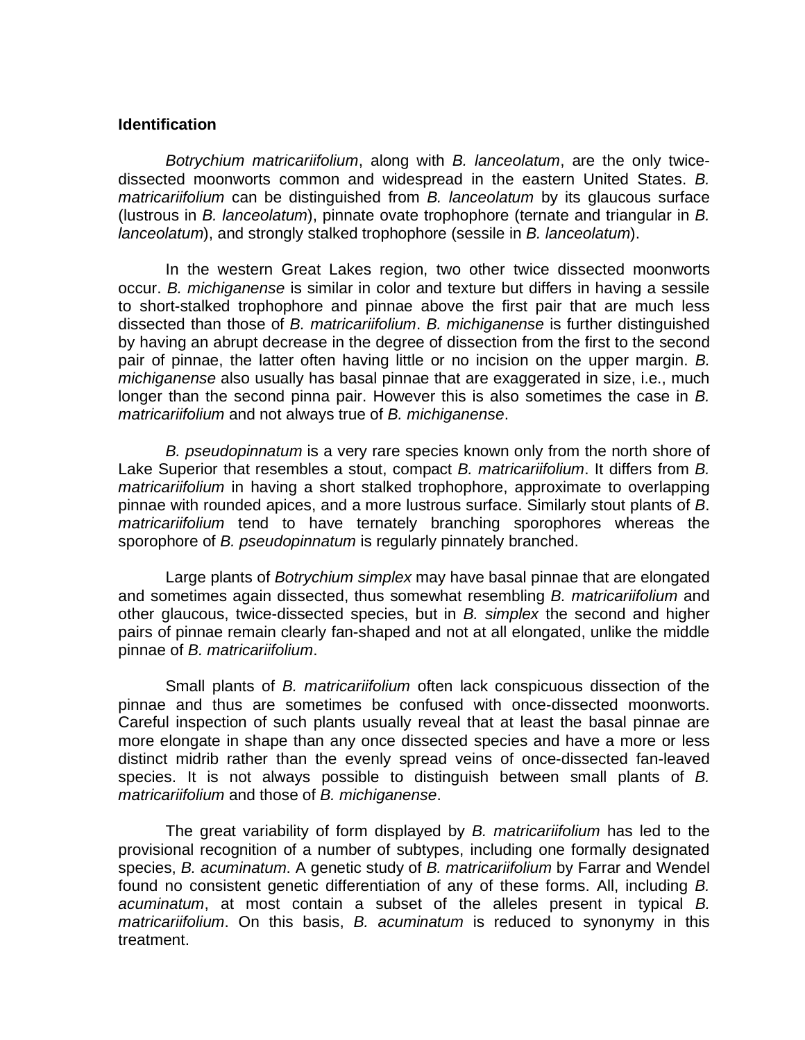**Identification**

*Botrychium matricariifolium*, along with *B. lanceolatum*, are the only twice-dissected moonworts common and widespread in the eastern United States. *B. matricariifolium* can be distinguished from *B. lanceolatum* by its glaucous surface (lustrous in *B. lanceolatum*), pinnate ovate trophophore (ternate and triangular in *B. lanceolatum*), and strongly stalked trophophore (sessile in *B. lanceolatum*).

In the western Great Lakes region, two other twice dissected moonworts occur. *B. michiganense* is similar in color and texture but differs in having a sessile to short-stalked trophophore and pinnae above the first pair that are much less dissected than those of *B. matricariifolium*. *B. michiganense* is further distinguished by having an abrupt decrease in the degree of dissection from the first to the second pair of pinnae, the latter often having little or no incision on the upper margin. *B. michiganense* also usually has basal pinnae that are exaggerated in size, i.e., much longer than the second pinna pair. However this is also sometimes the case in *B. matricariifolium* and not always true of *B. michiganense*.

*B. pseudopinnatum* is a very rare species known only from the north shore of Lake Superior that resembles a stout, compact *B. matricariifolium*. It differs from *B. matricariifolium* in having a short stalked trophophore, approximate to overlapping pinnae with rounded apices, and a more lustrous surface. Similarly stout plants of *B. matricariifolium* tend to have ternately branching sporophores whereas the sporophore of *B. pseudopinnatum* is regularly pinnately branched.

Large plants of *Botrychium simplex* may have basal pinnae that are elongated and sometimes again dissected, thus somewhat resembling *B. matricariifolium* and other glaucous, twice-dissected species, but in *B. simplex* the second and higher pairs of pinnae remain clearly fan-shaped and not at all elongated, unlike the middle pinnae of *B. matricariifolium*.

Small plants of *B. matricariifolium* often lack conspicuous dissection of the pinnae and thus are sometimes be confused with once-dissected moonworts. Careful inspection of such plants usually reveal that at least the basal pinnae are more elongate in shape than any once dissected species and have a more or less distinct midrib rather than the evenly spread veins of once-dissected fan-leaved species. It is not always possible to distinguish between small plants of *B. matricariifolium* and those of *B. michiganense*.

The great variability of form displayed by *B. matricariifolium* has led to the provisional recognition of a number of subtypes, including one formally designated species, *B. acuminatum*. A genetic study of *B. matricariifolium* by Farrar and Wendel found no consistent genetic differentiation of any of these forms. All, including *B. acuminatum*, at most contain a subset of the alleles present in typical *B. matricariifolium*. On this basis, *B. acuminatum* is reduced to synonymy in this treatment.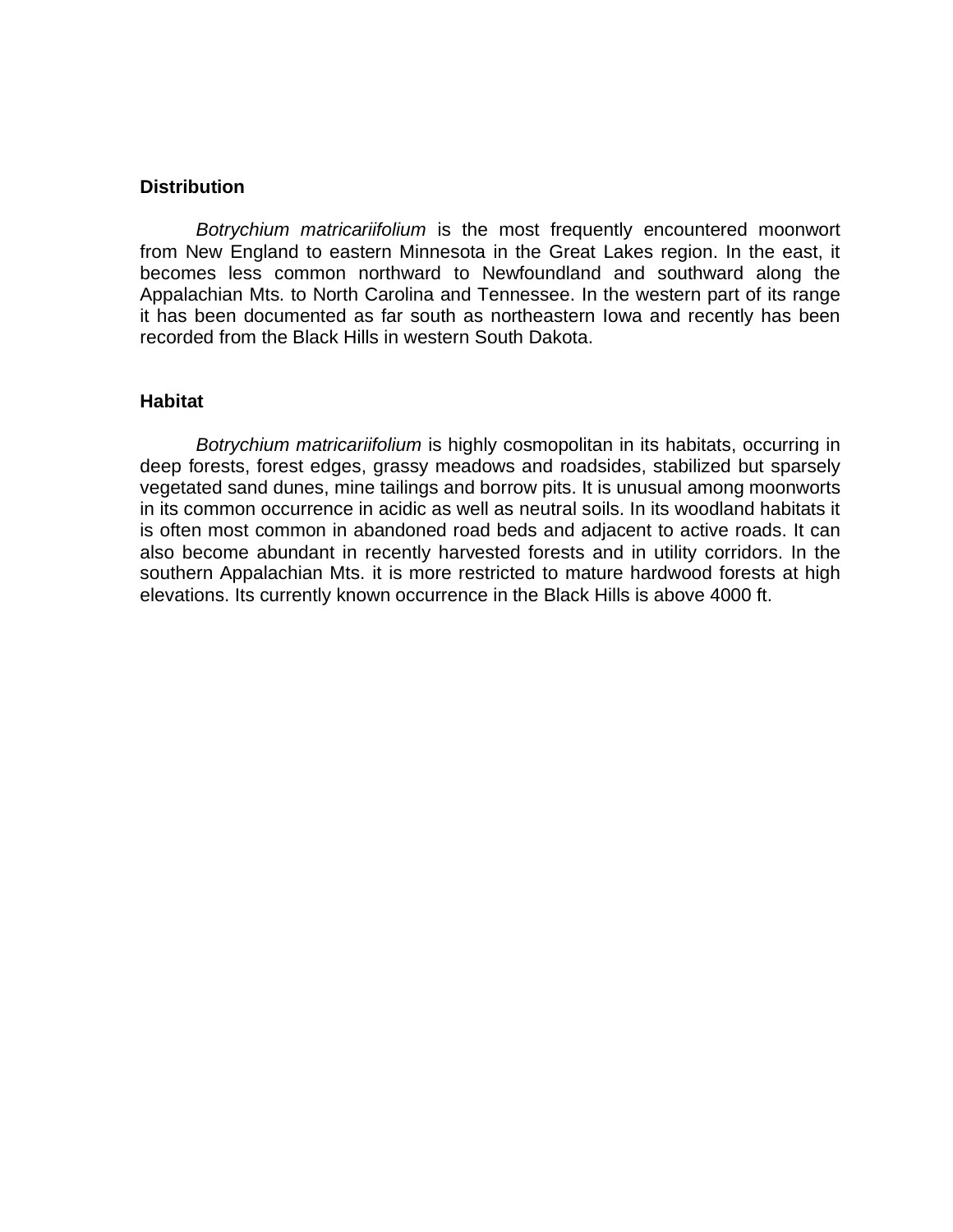## Distribution

*Botrychium matricariifolium* is the most frequently encountered moonwort from New England to eastern Minnesota in the Great Lakes region. In the east, it becomes less common northward to Newfoundland and southward along the Appalachian Mts. to North Carolina and Tennessee. In the western part of its range it has been documented as far south as northeastern Iowa and recently has been recorded from the Black Hills in western South Dakota.

## Habitat

*Botrychium matricariifolium* is highly cosmopolitan in its habitats, occurring in deep forests, forest edges, grassy meadows and roadsides, stabilized but sparsely vegetated sand dunes, mine tailings and borrow pits. It is unusual among moonworts in its common occurrence in acidic as well as neutral soils. In its woodland habitats it is often most common in abandoned road beds and adjacent to active roads. It can also become abundant in recently harvested forests and in utility corridors. In the southern Appalachian Mts. it is more restricted to mature hardwood forests at high elevations. Its currently known occurrence in the Black Hills is above 4000 ft.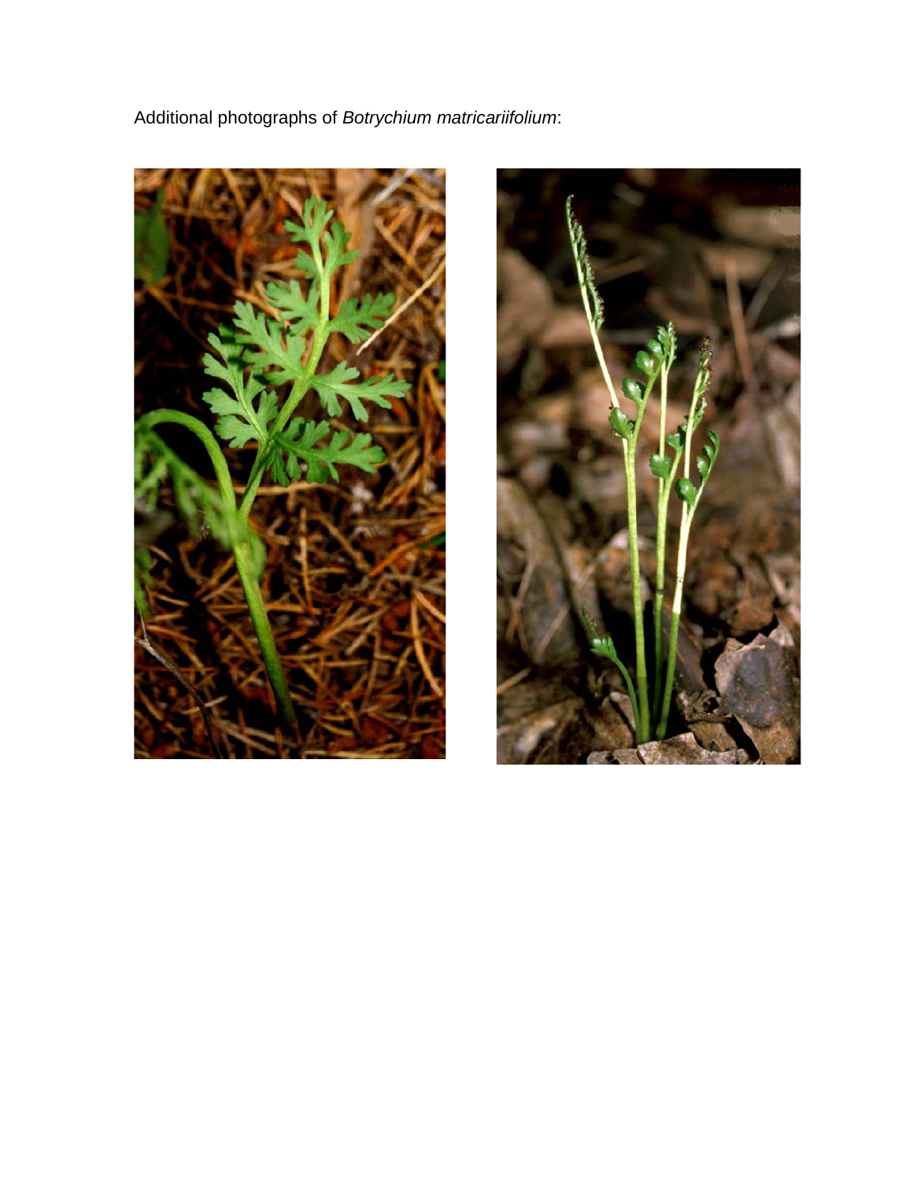Additional photographs of *Botrychium matricariifolium*: